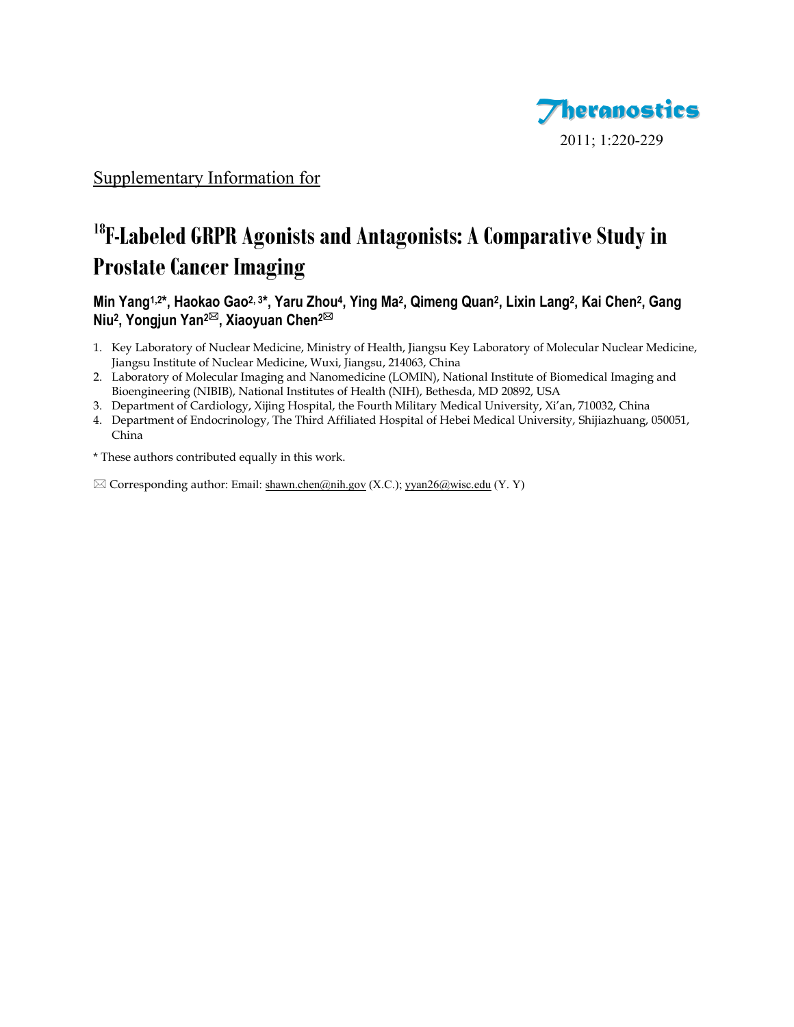Theranostics

2011; 1:220-229

Supplementary Information for

# $^{18}$F-Labeled GRPR Agonists and Antagonists: A Comparative Study in Prostate Cancer Imaging

**Min Yang[1,2*], Haokao Gao[2,3*], Yaru Zhou[4], Ying Ma[2], Qimeng Quan[2], Lixin Lang[2], Kai Chen[2], Gang Niu[2], Yongjun Yan[2✉], Xiaoyuan Chen[2✉]**

1. Key Laboratory of Nuclear Medicine, Ministry of Health, Jiangsu Key Laboratory of Molecular Nuclear Medicine, Jiangsu Institute of Nuclear Medicine, Wuxi, Jiangsu, 214063, China
2. Laboratory of Molecular Imaging and Nanomedicine (LOMIN), National Institute of Biomedical Imaging and Bioengineering (NIBIB), National Institutes of Health (NIH), Bethesda, MD 20892, USA
3. Department of Cardiology, Xijing Hospital, the Fourth Military Medical University, Xi'an, 710032, China
4. Department of Endocrinology, The Third Affiliated Hospital of Hebei Medical University, Shijiazhuang, 050051, China

\* These authors contributed equally in this work.

✉ Corresponding author: Email: shawn.chen@nih.gov (X.C.); yyan26@wisc.edu (Y. Y)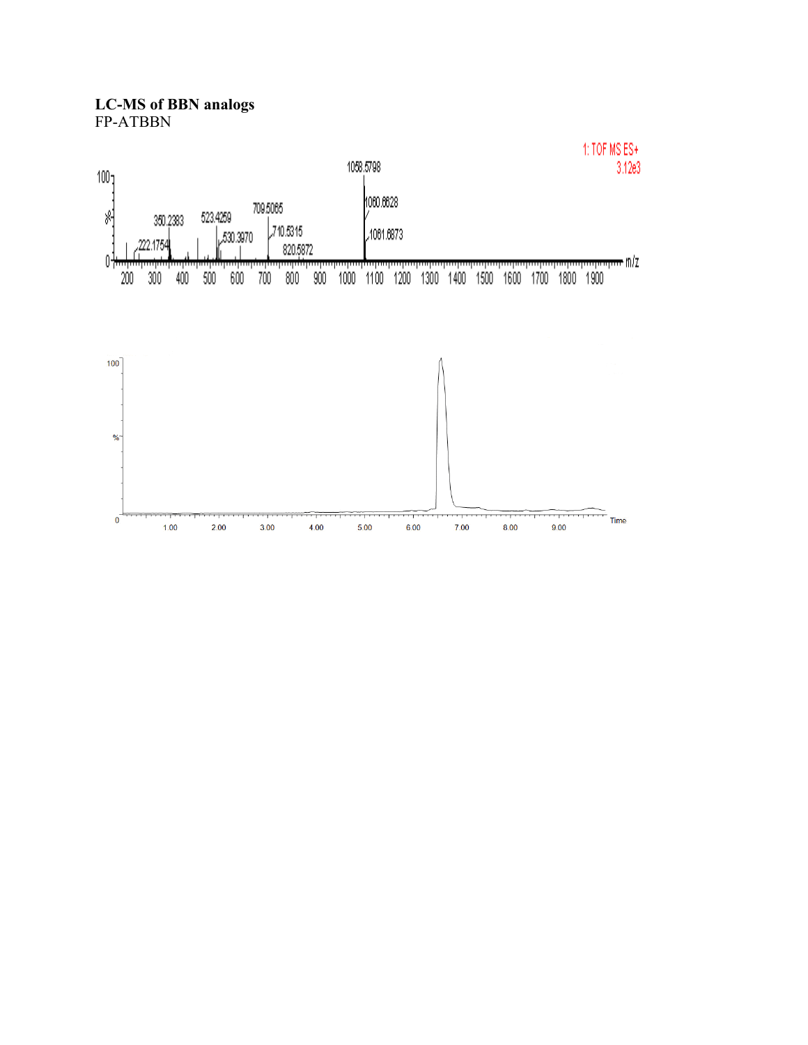**LC-MS of BBN analogs**

FP-ATBBN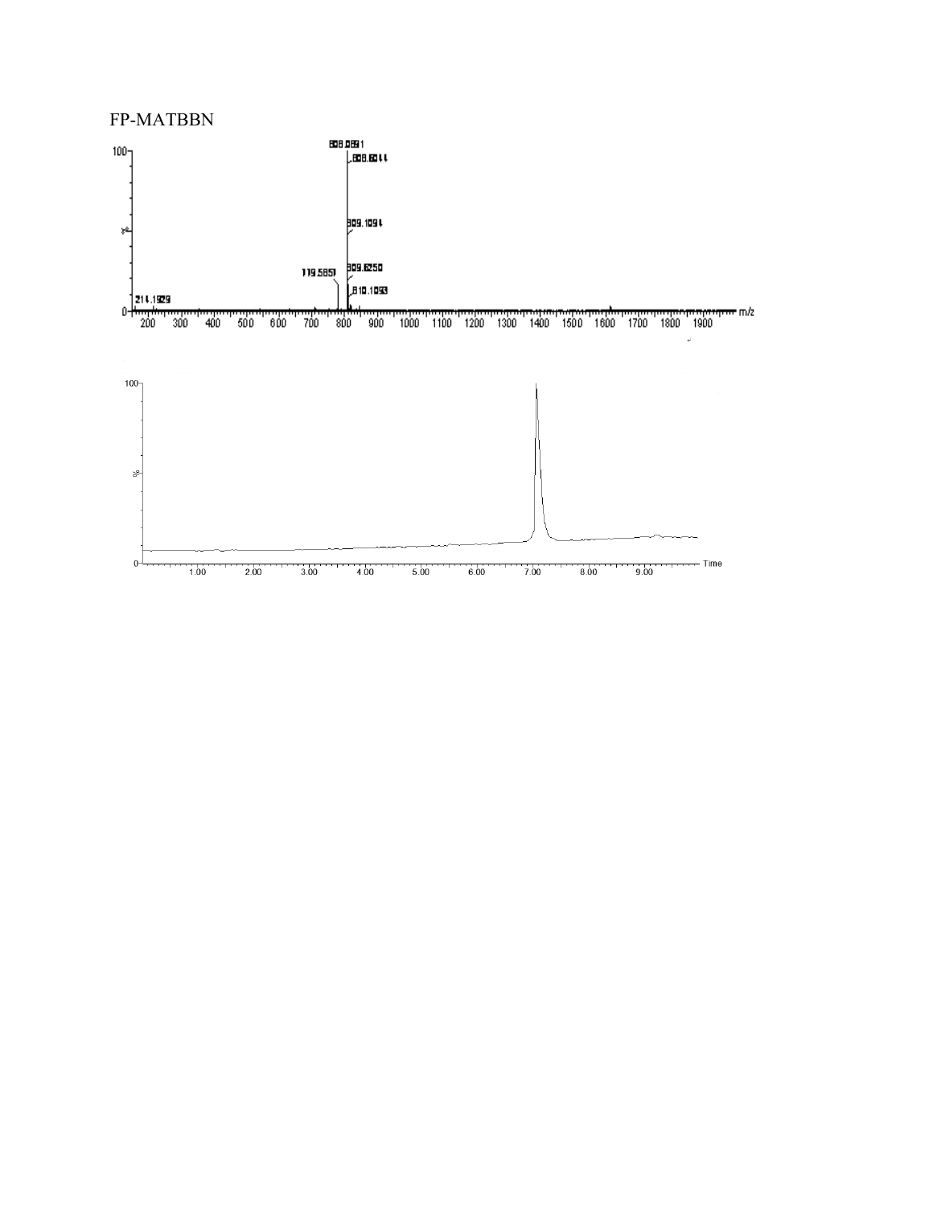FP-MATBBN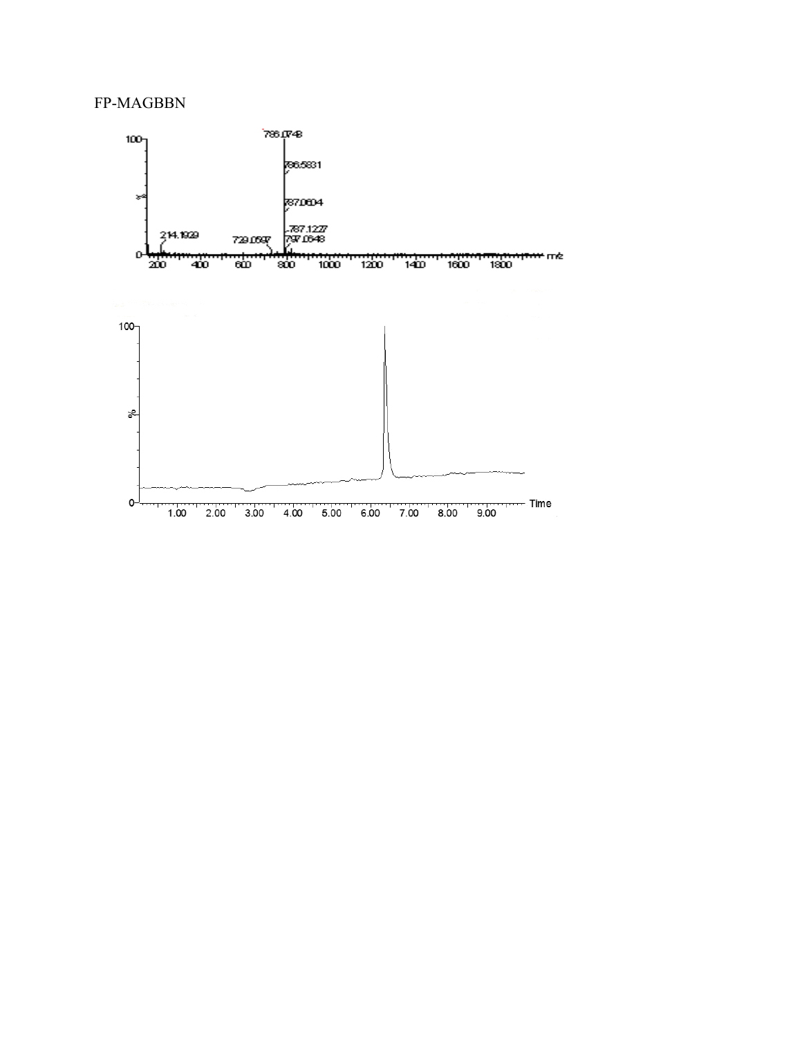FP-MAGBBN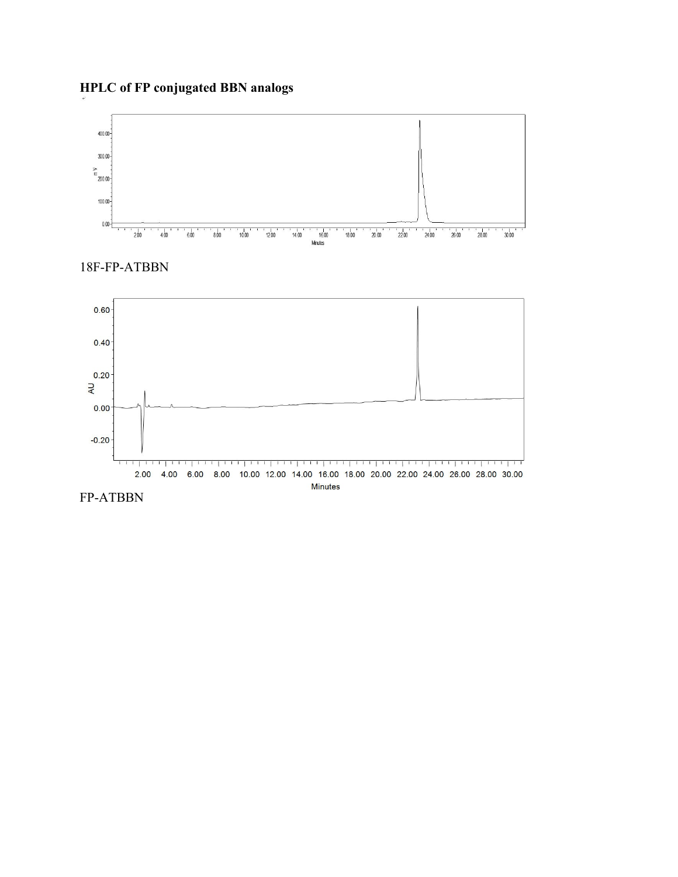**HPLC of FP conjugated BBN analogs**

18F-FP-ATBBN

FP-ATBBN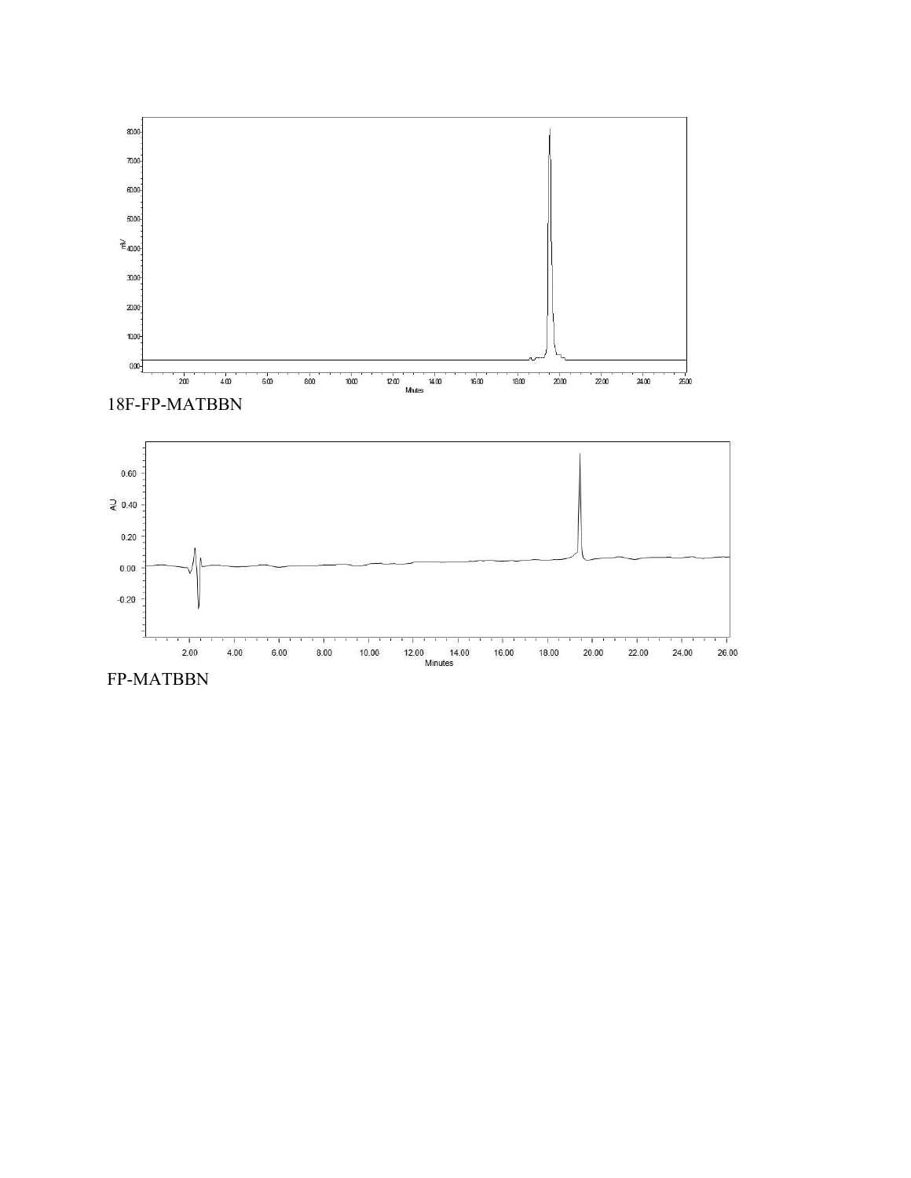18F-FP-MATBBN

FP-MATBBN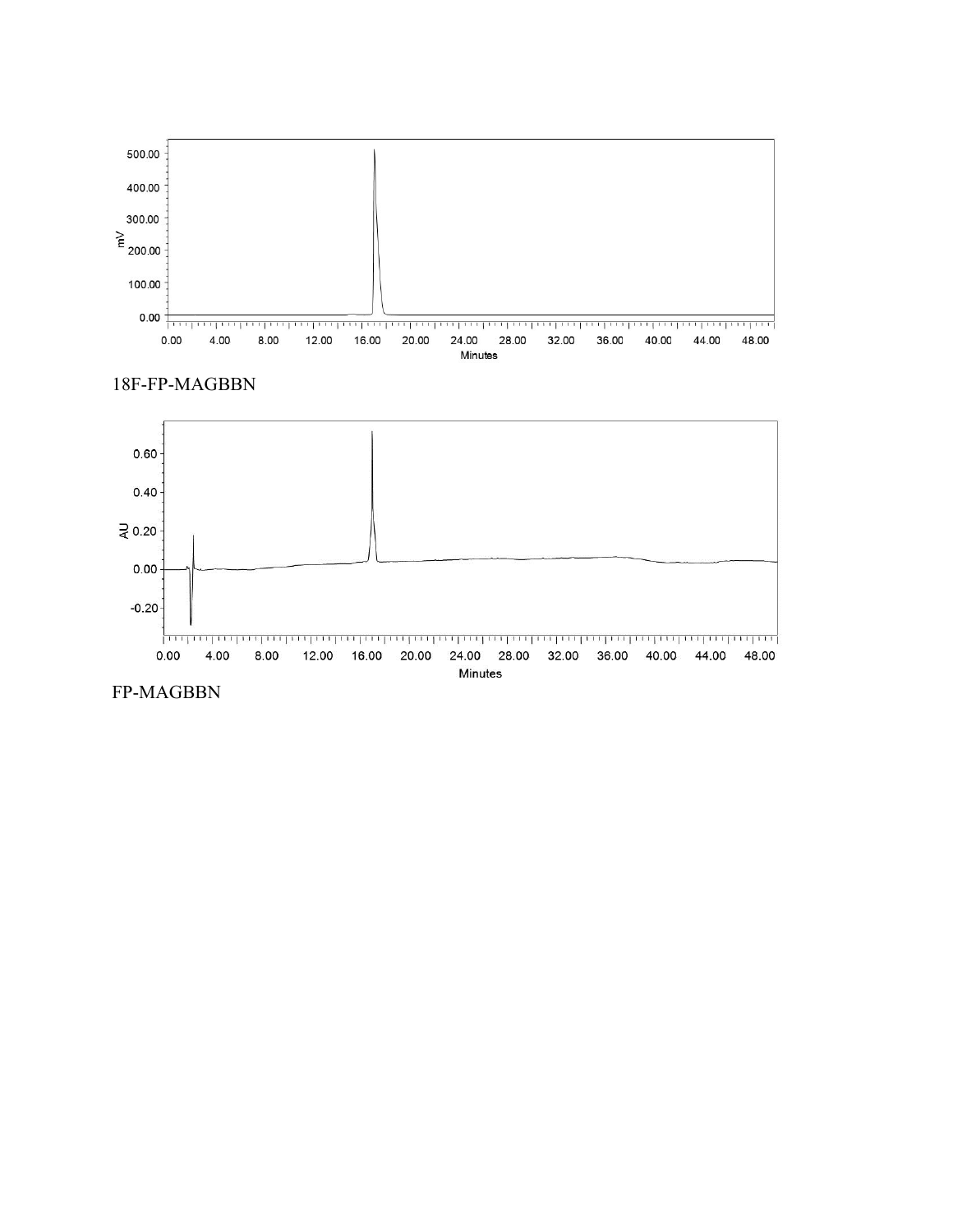18F-FP-MAGBBN

FP-MAGBBN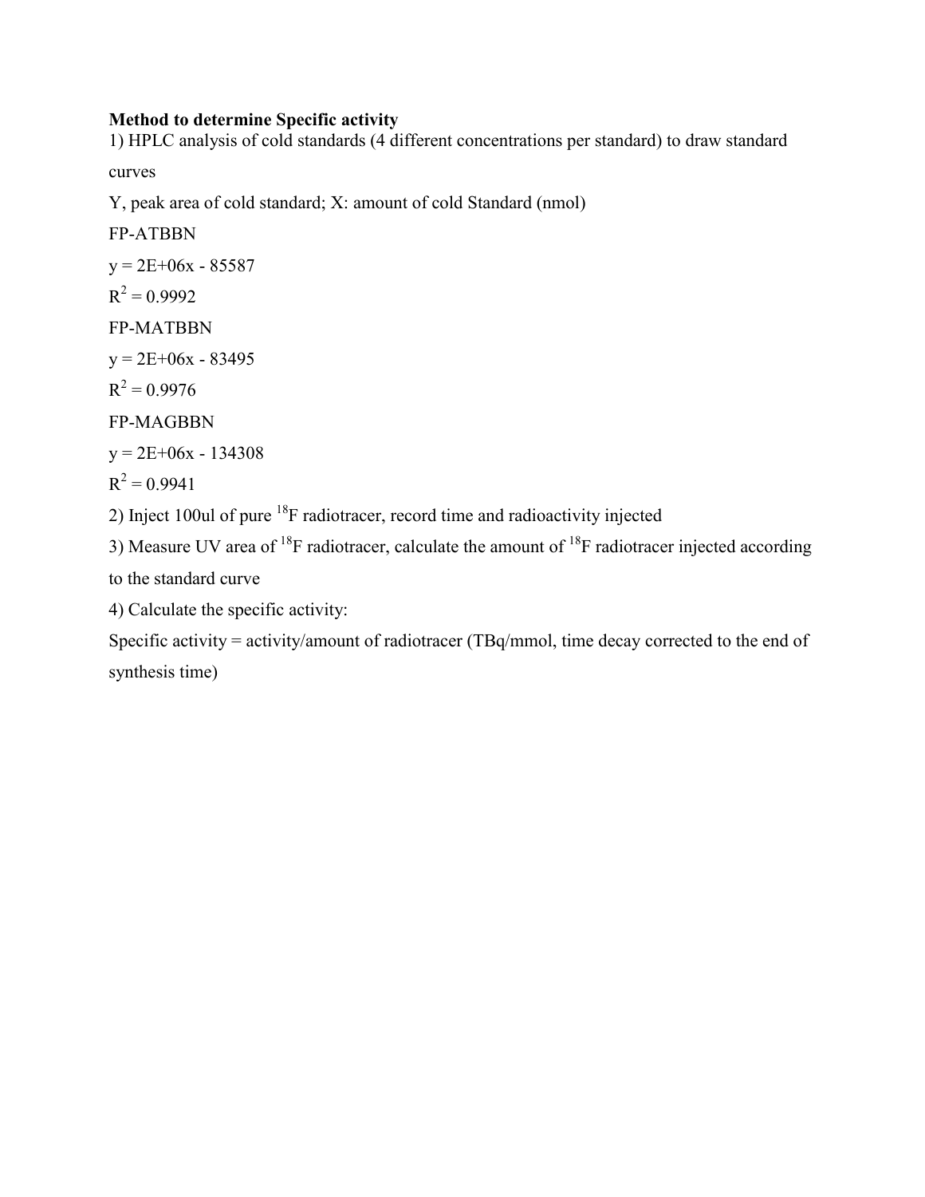**Method to determine Specific activity**

1) HPLC analysis of cold standards (4 different concentrations per standard) to draw standard curves

Y, peak area of cold standard; X: amount of cold Standard (nmol)

FP-ATBBN

y = 2E+06x - 85587

$R^2 = 0.9992$

FP-MATBBN

y = 2E+06x - 83495

$R^2 = 0.9976$

FP-MAGBBN

y = 2E+06x - 134308

$R^2 = 0.9941$

2) Inject 100ul of pure $^{18}F$ radiotracer, record time and radioactivity injected

3) Measure UV area of $^{18}F$ radiotracer, calculate the amount of $^{18}F$ radiotracer injected according to the standard curve

4) Calculate the specific activity:

Specific activity = activity/amount of radiotracer (TBq/mmol, time decay corrected to the end of synthesis time)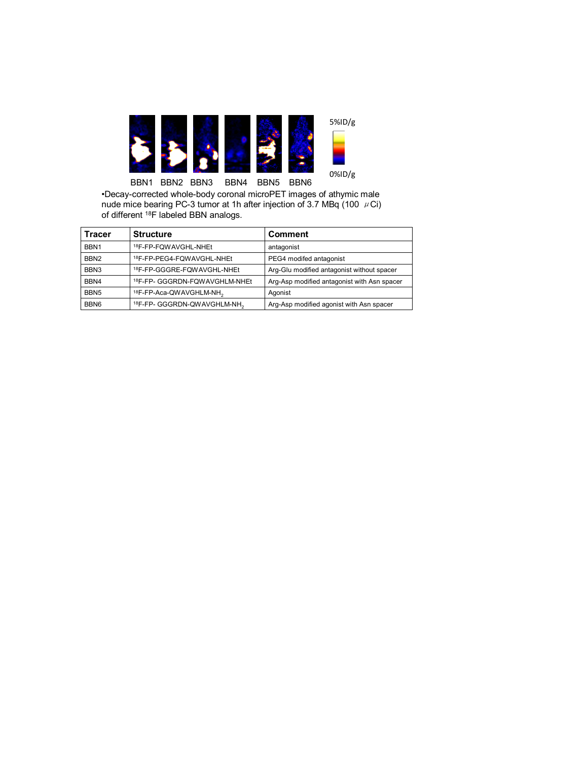BBN1 BBN2 BBN3 BBN4 BBN5 BBN6

5%ID/g

0%ID/g

•Decay-corrected whole-body coronal microPET images of athymic male nude mice bearing PC-3 tumor at 1h after injection of 3.7 MBq (100 μCi) of different $^{18}F$ labeled BBN analogs.

| Tracer | Structure | Comment |
| --- | --- | --- |
| BBN1 | $^{18}F$-FP-FQWAVGHL-NHEt | antagonist |
| BBN2 | $^{18}F$-FP-PEG4-FQWAVGHL-NHEt | PEG4 modifed antagonist |
| BBN3 | $^{18}F$-FP-GGGRE-FQWAVGHL-NHEt | Arg-Glu modified antagonist without spacer |
| BBN4 | $^{18}F$-FP- GGGRDN-FQWAVGHLM-NHEt | Arg-Asp modified antagonist with Asn spacer |
| BBN5 | $^{18}F$-FP-Aca-QWAVGHLM-$NH_2$ | Agonist |
| BBN6 | $^{18}F$-FP- GGGRDN-QWAVGHLM-$NH_2$ | Arg-Asp modified agonist with Asn spacer |